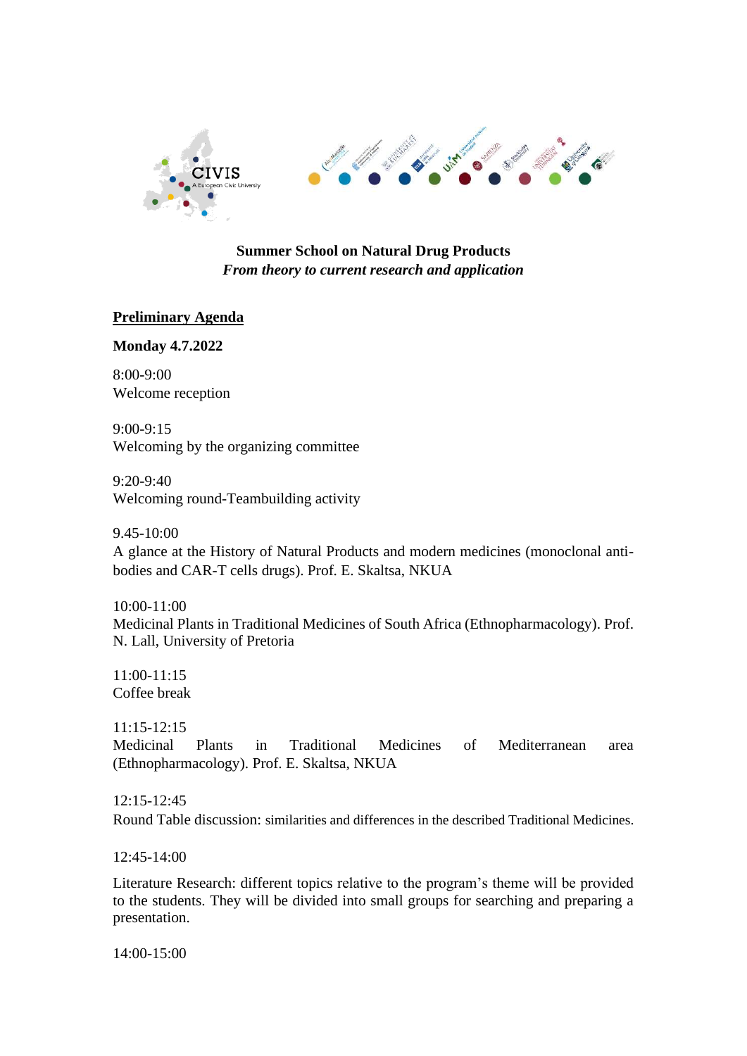**Summer School on Natural Drug Products**
*From theory to current research and application*

**Preliminary Agenda**

**Monday 4.7.2022**

8:00-9:00
Welcome reception

9:00-9:15
Welcoming by the organizing committee

9:20-9:40
Welcoming round-Teambuilding activity

9.45-10:00
A glance at the History of Natural Products and modern medicines (monoclonal anti-bodies and CAR-T cells drugs). Prof. E. Skaltsa, NKUA

10:00-11:00
Medicinal Plants in Traditional Medicines of South Africa (Ethnopharmacology). Prof. N. Lall, University of Pretoria

11:00-11:15
Coffee break

11:15-12:15
Medicinal Plants in Traditional Medicines of Mediterranean area (Ethnopharmacology). Prof. E. Skaltsa, NKUA

12:15-12:45
Round Table discussion: similarities and differences in the described Traditional Medicines.

12:45-14:00

Literature Research: different topics relative to the program's theme will be provided to the students. They will be divided into small groups for searching and preparing a presentation.

14:00-15:00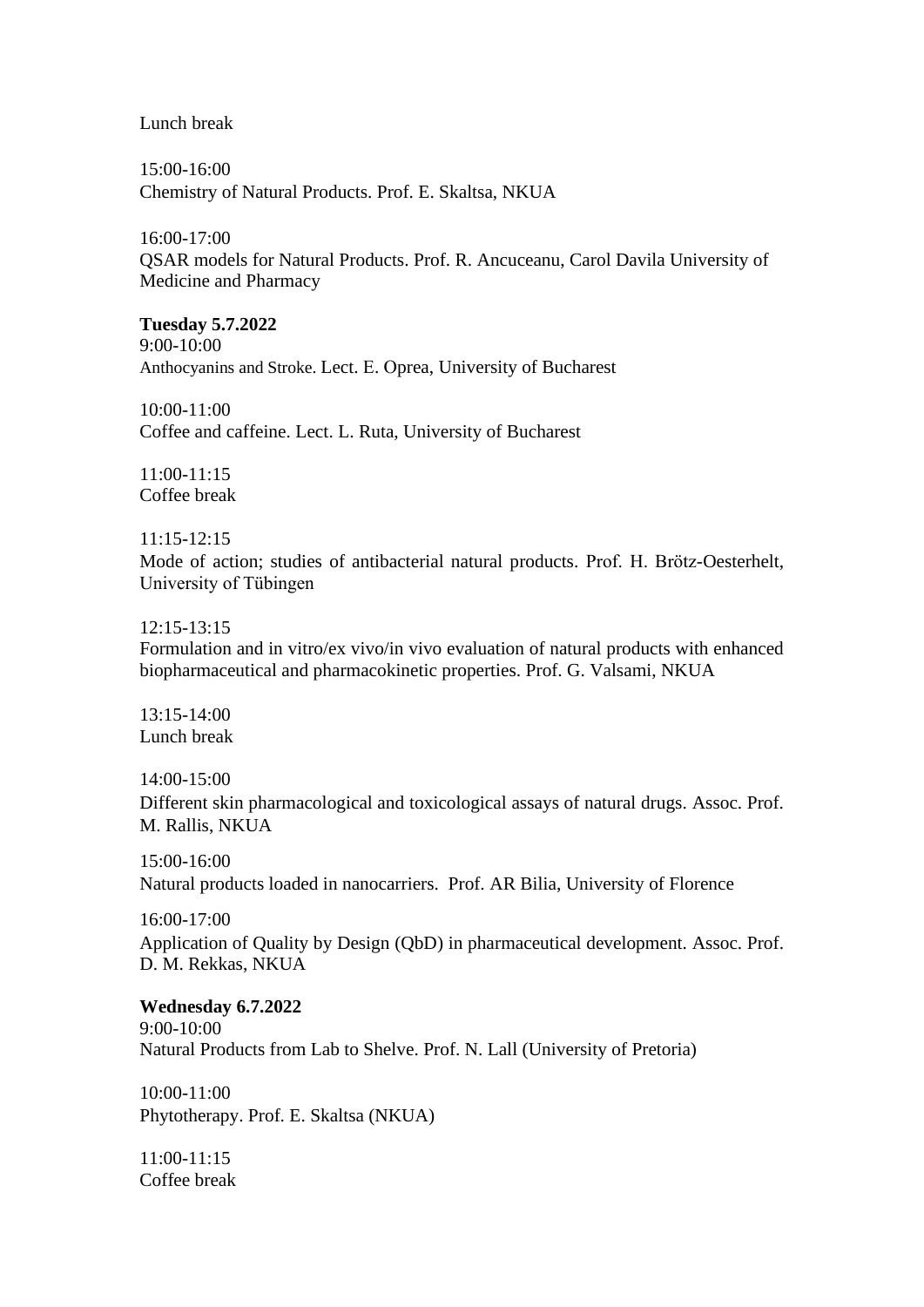Lunch break

15:00-16:00
Chemistry of Natural Products. Prof. E. Skaltsa, NKUA

16:00-17:00
QSAR models for Natural Products. Prof. R. Ancuceanu, Carol Davila University of Medicine and Pharmacy

**Tuesday 5.7.2022**
9:00-10:00
Anthocyanins and Stroke. Lect. E. Oprea, University of Bucharest

10:00-11:00
Coffee and caffeine. Lect. L. Ruta, University of Bucharest

11:00-11:15
Coffee break

11:15-12:15
Mode of action; studies of antibacterial natural products. Prof. H. Brötz-Oesterhelt, University of Tübingen

12:15-13:15
Formulation and in vitro/ex vivo/in vivo evaluation of natural products with enhanced biopharmaceutical and pharmacokinetic properties. Prof. G. Valsami, NKUA

13:15-14:00
Lunch break

14:00-15:00
Different skin pharmacological and toxicological assays of natural drugs. Assoc. Prof. M. Rallis, NKUA

15:00-16:00
Natural products loaded in nanocarriers. Prof. AR Bilia, University of Florence

16:00-17:00
Application of Quality by Design (QbD) in pharmaceutical development. Assoc. Prof. D. M. Rekkas, NKUA

**Wednesday 6.7.2022**
9:00-10:00
Natural Products from Lab to Shelve. Prof. N. Lall (University of Pretoria)

10:00-11:00
Phytotherapy. Prof. E. Skaltsa (NKUA)

11:00-11:15
Coffee break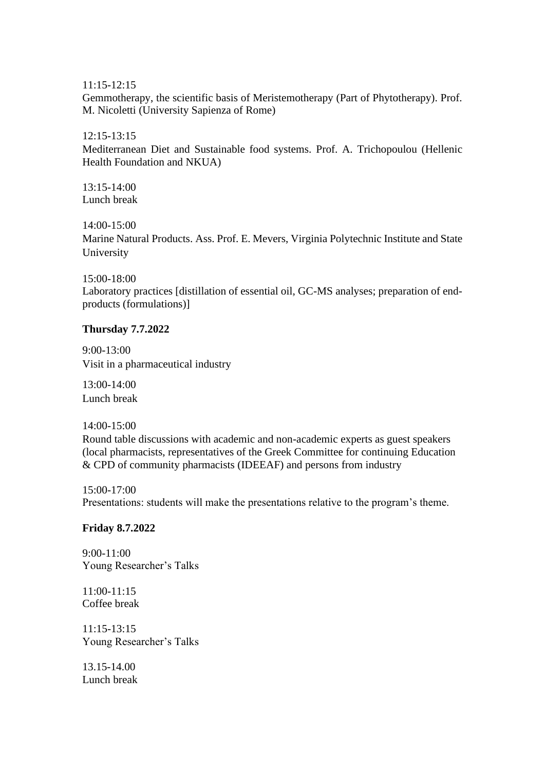11:15-12:15
Gemmotherapy, the scientific basis of Meristemotherapy (Part of Phytotherapy). Prof. M. Nicoletti (University Sapienza of Rome)

12:15-13:15
Mediterranean Diet and Sustainable food systems. Prof. A. Trichopoulou (Hellenic Health Foundation and NKUA)

13:15-14:00
Lunch break

14:00-15:00
Marine Natural Products. Ass. Prof. E. Mevers, Virginia Polytechnic Institute and State University

15:00-18:00
Laboratory practices [distillation of essential oil, GC-MS analyses; preparation of end-products (formulations)]

**Thursday 7.7.2022**

9:00-13:00
Visit in a pharmaceutical industry

13:00-14:00
Lunch break

14:00-15:00
Round table discussions with academic and non-academic experts as guest speakers (local pharmacists, representatives of the Greek Committee for continuing Education & CPD of community pharmacists (IDEEAF) and persons from industry

15:00-17:00
Presentations: students will make the presentations relative to the program's theme.

**Friday 8.7.2022**

9:00-11:00
Young Researcher's Talks

11:00-11:15
Coffee break

11:15-13:15
Young Researcher's Talks

13.15-14.00
Lunch break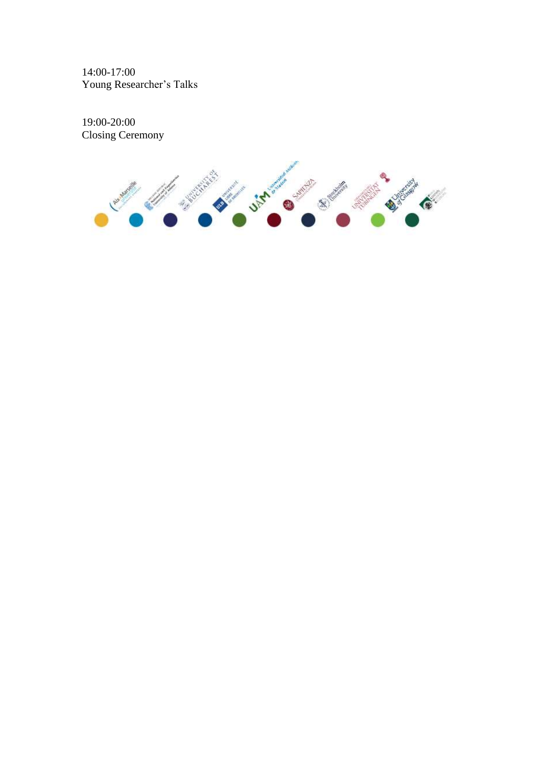14:00-17:00
Young Researcher’s Talks

19:00-20:00
Closing Ceremony